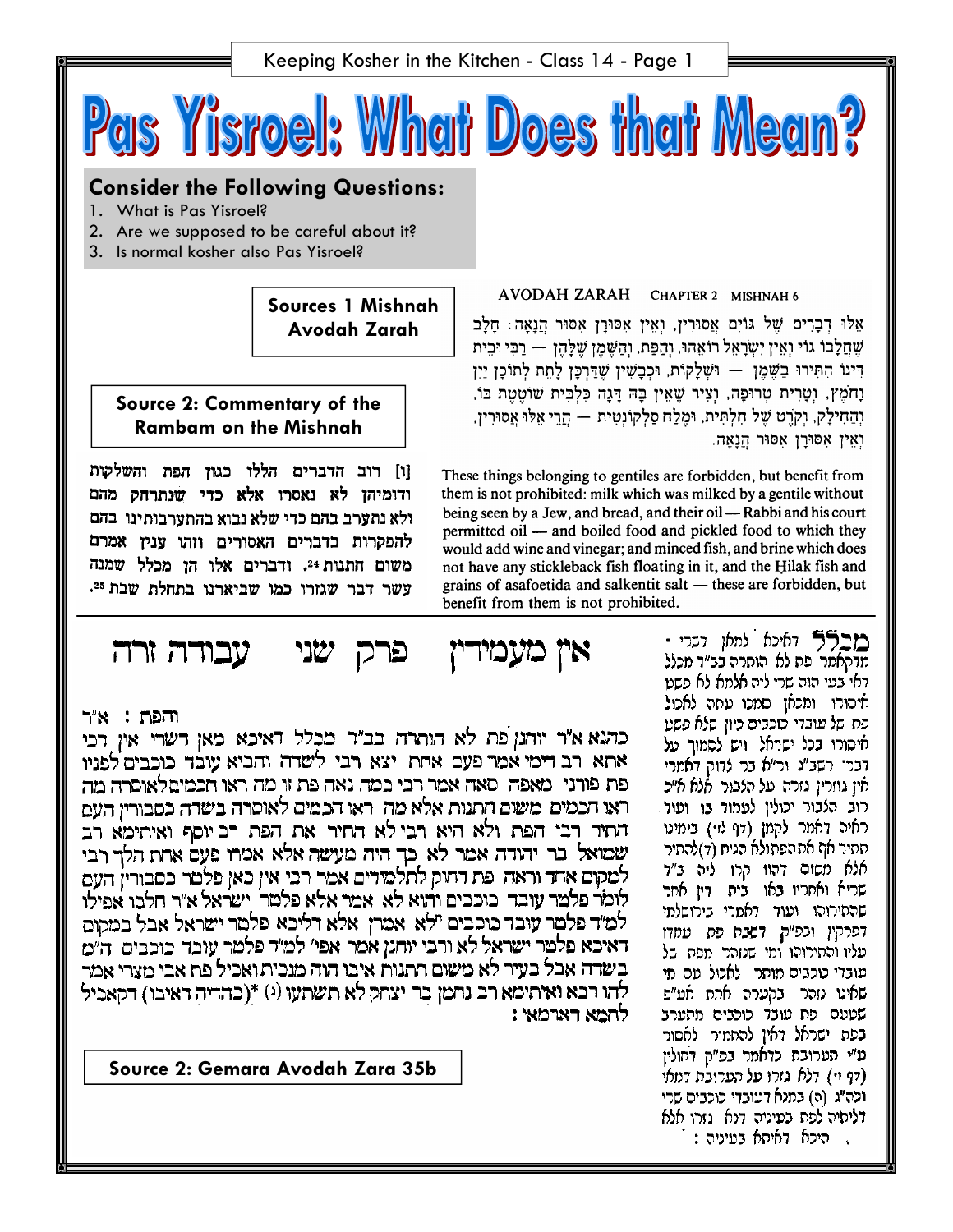# Pas Yisroel: What Does that Mean?

## Consider the Following Questions:

1. What is Pas Yisroel?
2. Are we supposed to be careful about it?
3. Is normal kosher also Pas Yisroel?

**Sources 1 Mishnah Avodah Zarah**

AVODAH ZARAH CHAPTER 2 MISHNAH 6

אֵלּוּ דְבָרִים שֶׁל גּוֹיִם אֲסוּרִין, וְאֵין אִסּוּרָן אִסּוּר הֲנָאָה: חָלָב שֶׁחֲלָבוֹ גוֹי וְאֵין יִשְׂרָאֵל רוֹאֵהוּ, וְהַפַּת, וְהַשֶּׁמֶן שֶׁלָּהֶן — רַבִּי וּבֵית דִּינוֹ הִתִּירוּ בַשֶּׁמֶן — וּשְׁלָקוֹת, וּכְבָשִׁין שֶׁדַּרְכָּן לָתֵת לְתוֹכָן יַיִן וָחֹמֶץ, וְטָרִית טְרוּפָה, וְצִיר שֶׁאֵין בָּהּ דָּגָה כִלְבִּית שׁוֹטֶטֶת בּוֹ, וְהַחִילָק, וְקֹרֶט שֶׁל חִלְתִּית, וּמֶלַח סַלְקוֹנְטִית — הֲרֵי אֵלּוּ אֲסוּרִין, וְאֵין אִסּוּרָן אִסּוּר הֲנָאָה.

These things belonging to gentiles are forbidden, but benefit from them is not prohibited: milk which was milked by a gentile without being seen by a Jew, and bread, and their oil — Rabbi and his court permitted oil — and boiled food and pickled food to which they would add wine and vinegar; and minced fish, and brine which does not have any stickleback fish floating in it, and the Ḥilak fish and grains of asafoetida and salkentit salt — these are forbidden, but benefit from them is not prohibited.

**Source 2: Commentary of the Rambam on the Mishnah**

[ו] רוב הדברים הללו כגון הפת והשלקות ודומיהן לא נאסרו אלא כדי שנתרחק מהם ולא נתערב בהם כדי שלא נבוא בהתערבותינו בהם להפקרות בדברים האסורים וזהו ענין אמרם משום חתנות[24]. ודברים אלו הן מכלל שמנה עשר דבר שגזרו כמו שביארנו בתחלת שבת[25].

**Source 2: Gemara Avodah Zara 35b**

## אין מעמידין פרק שני עבודה זרה

והפת: א"ר כהנא א"ר יוחנן פת לא הותרה בב"ד מכלל דאיכא מאן דשרי אין דכי אתא רב דימי אמר פעם אחת יצא רבי לשדה והביא עובד כוכבים לפניו פת פורני מאפה סאה אמר רבי כמה נאה פת זו מה ראו חכמים לאוסרה מה ראו חכמים משום חתנות אלא מה ראו חכמים לאוסרה בשדה כסבורין העם התיר רבי הפת ולא היא רבי לא התיר את הפת רב יוסף ואיתימא רב שמואל בר יהודה אמר לא כך היה מעשה אלא אמרו פעם אחת הלך רבי למקום אחד וראה פת דחוק לתלמידים אמר רבי אין כאן פלטר כסבורין העם לומר פלטר עובד כוכבים והוא לא אמר אלא פלטר ישראל א"ר חלבו אפילו למ"ד פלטר עובד כוכבים "לא אמרן אלא דליכא פלטר ישראל אבל במקום דאיכא פלטר ישראל לא ורבי יוחנן אמר אפי' למ"ד פלטר עובד כוכבים ה"מ בשדה אבל בעיר לא משום חתנות איבו הוה מנכית ואכיל פת אבי מצרי אמר להו רבא ואיתימא רב נחמן בר יצחק לא תשתעו (ג) *(בהדיה דאיבו) דקאכיל להמא דארמאי:

מכלל דאיכא מאן דשרי · מדקאמר פת לא הותרה בב"ד מכלל דאי בעי הוה שרי ליה אלמא לא פשט איסורו ומכאן סמכו עתה לאכול פת של עובדי כוכבים כיון שלא פשט איסורו בכל ישראל ויש לסמוך על דברי רשב"א ור"א בר צדוק דאמרי אין גוזרין גזרה על הצבור אלא א"כ רוב הצבור יכולין לעמוד בו ועוד ראיה דאמר לקמן (דף לז) בימינו התיר אף את הפתולה הגיה (ד)להתיר אלא משום דהוו קרו ליה ב"ד שריא ואחריו בלו בית דין אחר שהתירוהו ועוד דאמרי בירושלמי דפרקין וכפ"ק דשבת פת עמדו עליו והתירוהו ומי שנזהר מפת של עובדי כוכבים מותר לאכול עם מי שאינו נזהר בקערה אחת אע"פ שטעם פת עובד כוכבים מתערב בפת ישראל דאין להחמיר לאסור ע"י תערובת כדאמר בפ"ק דחולין (דף ז) דלא גזרו על תערובת דמאי וקה"ג (ה) במנה דעובדי כוכבים שרי דליתיה לפת בעיניה דלא גזרו אלא היכא דאיתא בעיניה: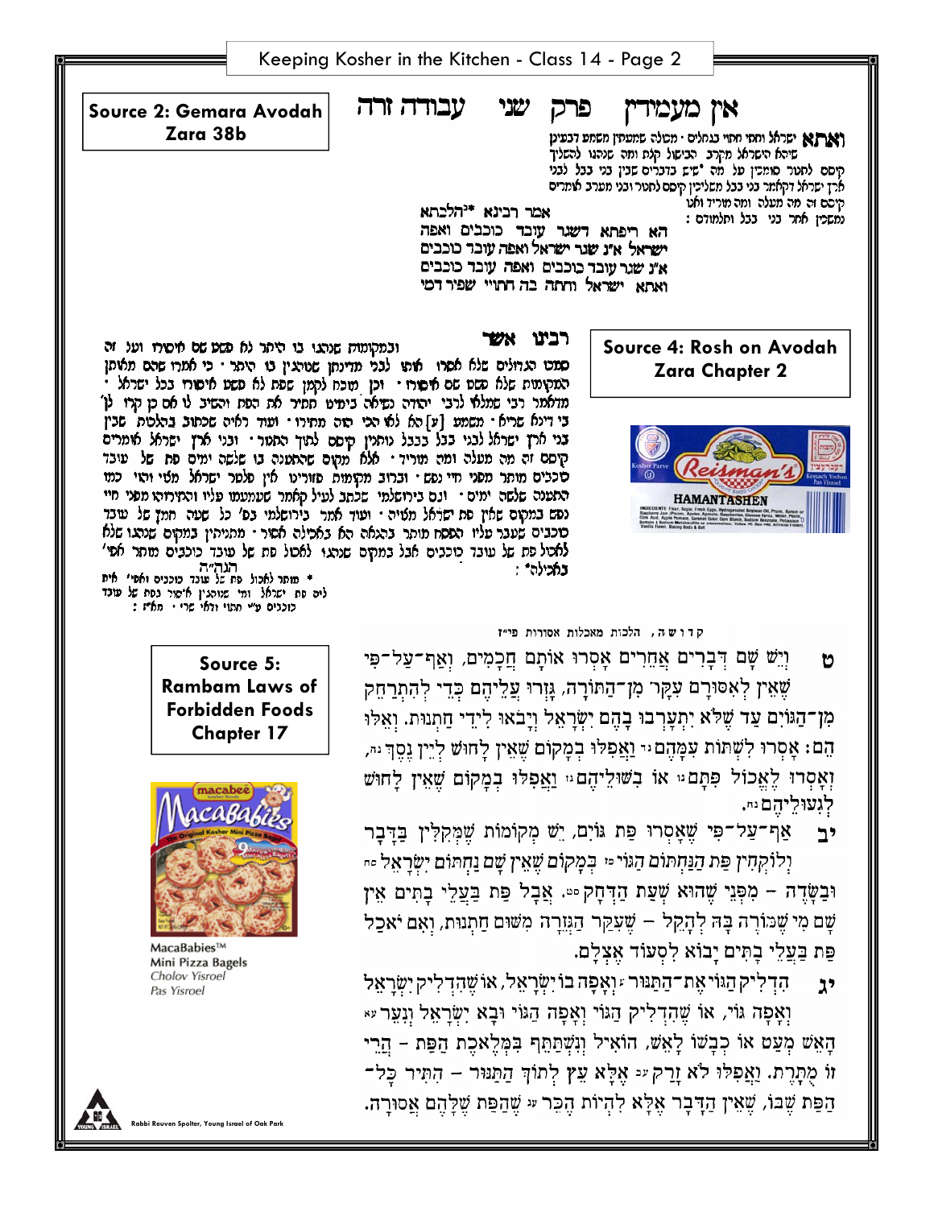## Source 2: Gemara Avodah Zara 38b

אין מעמידין פרק שני עבודה זרה

ואתא ישראל וחתה חתוי בגחלים · מגלה שמתחלן משמע דכעינן שיהא הישראל מקרב הבישול קלת ומה שנהגו להשליך קיסם לתנור סומכין על מה שיש בדברים שבין בני בבל לבני ארץ ישראל דקאמר בני בבל משליכין קיסם לתנור ובני מערב אומרים קיסם זה מה מעלה ומה מוריד ולא נתפרש אחד בני בבל ותלמודם :

אמר רבינא \*הלכתא הא ריפתא דשגר עובד כוכבים ואפה ישראל א"נ שגר ישראל ואפה עובד כוכבים א"נ שגר עובד כוכבים ואפה עובד כוכבים ואתא ישראל וחתה בה חתויי שפיר דמי

## Source 4: Rosh on Avodah Zara Chapter 2

רבינו אשר

ובמקומות שנהגו בו היתר לא פשט בם איסורו ועל זה סמכו הגדולים שלא אסרו אותו לבני מדינתן שנהגו בו היתר · כי אמרו שהם מלוכן המקומות שלא פשט בם איסורו · וכן מוכח לקמן שפת לא פשט איסורו בכל ישראל · מדאמר רבי שמלאי לרבי יהודה נשיאה בימינו התיר את הפת והשיב לו אם כן קרו לן בי דינא שריא · משמע [ע] הא לאו הכי הוה מתירו · ועוד ראיה שכתוב בהלכות שבין בני ארץ ישראל לבני בבל בבבל נותנין קיסם לתוך התנור · ובני ארץ ישראל אומרים קיסם זה מה מעלה ומה מוריד · אלא מקום שהתענה בו שלשה ימים פת של עובד כוכבים מותר מפני חיי נפש · וברוב מקומות מורינו אין שלמד ישראל מצוי והוי כמו התענה שלשה ימים · וגם בירושלמי שכתב לעיל קאמר שעמעמו עליו והתירוהו מפני חיי נפש במקום שאין פת ישראל מצויה · ועוד אמר בירושלמי בפ' כל שעה חמץ של עובד כוכבים שעבר עליו הפסח מותר באכילה הא באכילה אסור · מתניתין במקום שנהגו שלא לאכול פת של עובד כוכבים אבל במקום שנהגו לאכול פת של עובד כוכבים מותר אפי' באכילה\* :

הגה"ה

\* מותר לאכול פת של עובד כוכבים ואפי' אית ליה פת ישראל ומה שנוהגין איסור בפת של עובד כוכבים ע"י חתוי ולאו שרי · מאו"ש :

## Source 5: Rambam Laws of Forbidden Foods Chapter 17

קדושה, הלכות מאכלות אסורות פי"ז

ט וְיֵשׁ שָׁם דְּבָרִים אֲחֵרִים אָסְרוּ אוֹתָם חֲכָמִים, וְאַף־עַל־פִּי שֶׁאֵין לְאִסּוּרָם עִקָּר מִן־הַתּוֹרָה, גָּזְרוּ עֲלֵיהֶם כְּדֵי לְהִתְרַחֵק מִן־הַגּוֹיִם עַד שֶׁלֹּא יִתְעָרְבוּ בָּהֶם יִשְׂרָאֵל וְיָבֹאוּ לִידֵי חַתְנוּת. וְאֵלּוּ הֵם: אָסְרוּ לִשְׁתּוֹת עִמָּהֶם וַאֲפִלּוּ בְּמָקוֹם שֶׁאֵין לָחוּשׁ לְיֵין נֶסֶךְ, וְאָסְרוּ לֶאֱכֹל פִּתָּם אוֹ בִּשּׁוּלֵיהֶם וַאֲפִלּוּ בְּמָקוֹם שֶׁאֵין לָחוּשׁ לְגִעוּלֵיהֶם.

יב אַף־עַל־פִּי שֶׁאָסְרוּ פַּת גּוֹיִם, יֵשׁ מְקוֹמוֹת שֶׁמְּקִלִּין בַּדָּבָר וְלוֹקְחִין פַּת הַנַּחְתּוֹם הַגּוֹי בְּמָקוֹם שֶׁאֵין שָׁם נַחְתּוֹם יִשְׂרָאֵל וּבַשָּׂדֶה – מִפְּנֵי שֶׁהוּא שְׁעַת הַדְּחָק. אֲבָל פַּת בַּעֲלֵי בָתִּים אֵין שָׁם מִי שֶׁמּוֹרֶה בָּהּ לְהָקֵל – שֶׁעִקַּר הַגְּזֵרָה מִשּׁוּם חַתְנוּת, וְאִם יֹאכַל פַּת בַּעֲלֵי בָתִּים יָבוֹא לִסְעוֹד אֶצְלָם.

יג הִדְלִיק הַגּוֹי אֶת־הַתַּנּוּר וְאָפָה בוֹ יִשְׂרָאֵל, אוֹ שֶׁהִדְלִיק יִשְׂרָאֵל וְאָפָה גוֹי, אוֹ שֶׁהִדְלִיק הַגּוֹי וְאָפָה הַגּוֹי וּבָא יִשְׂרָאֵל וְנִעֵר הָאֵשׁ מְעַט אוֹ כִבְּשׁוֹ לָאֵשׁ, הוֹאִיל וְנִשְׁתַּתֵּף בִּמְלֶאכֶת הַפַּת – הֲרֵי זוֹ מֻתֶּרֶת. וַאֲפִלּוּ לֹא זָרַק אֶלָּא עֵץ לְתוֹךְ הַתַּנּוּר – הִתִּיר כָּל־הַפַּת שֶׁבּוֹ, שֶׁאֵין הַדָּבָר אֶלָּא לִהְיוֹת הֶכֵּר שֶׁהַפַּת שֶׁלָּהֶם אֲסוּרָה.

MacaBabies™
Mini Pizza Bagels
*Cholov Yisroel*
*Pas Yisroel*

Rabbi Reuven Spolter, Young Israel of Oak Park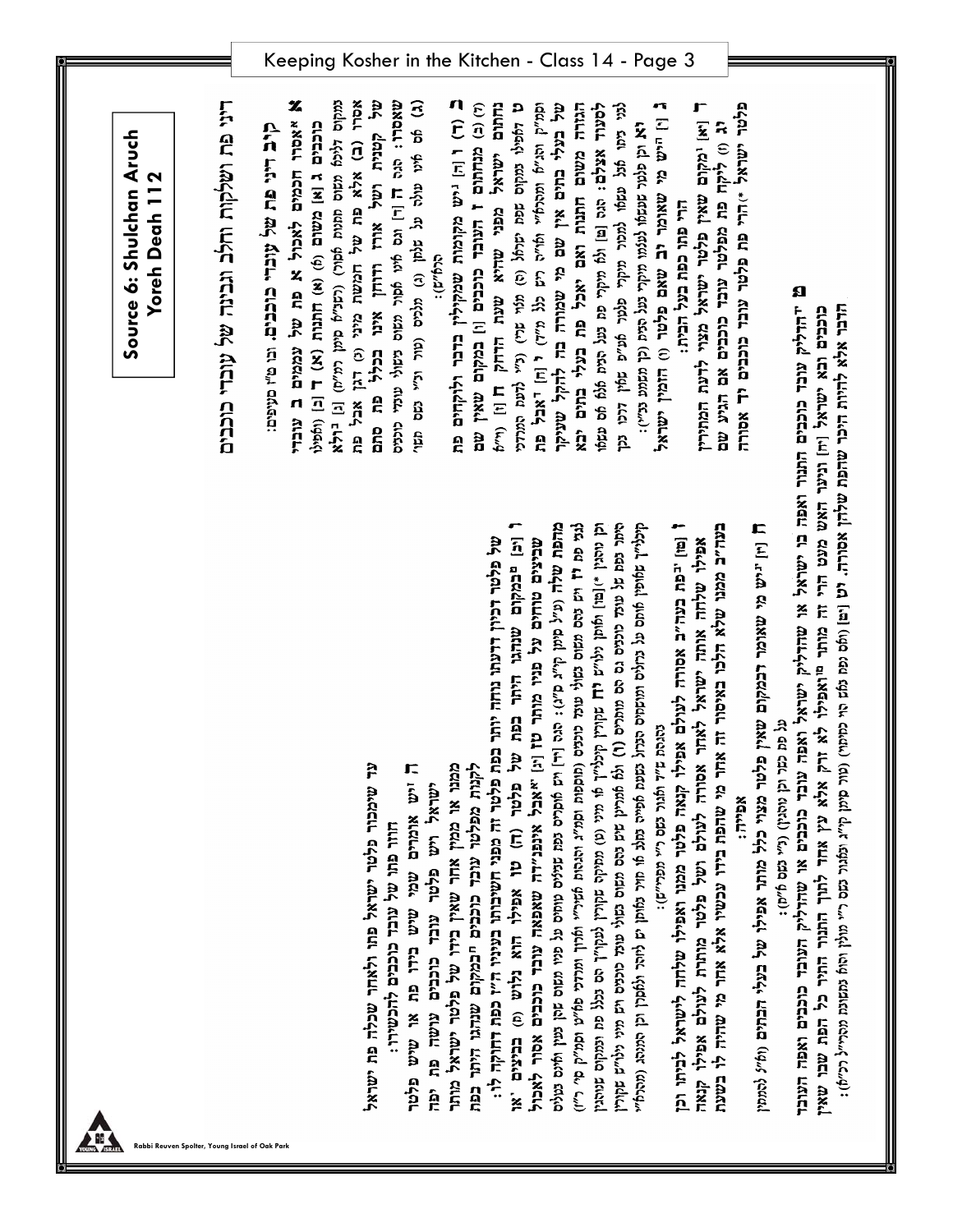## Source 6: Shulchan Aruch Yoreh Deah 112

# דיני פת ושלקות וחלב וגבינה של עובדי כוכבים

### קיב דיני פת של עובדי כוכבים. ובו ט"ז סעיפים:

**א** אסרו חכמים לאכול א פת של עממים ב עובדי כוכבים ג [א] משום (א) חתנות ד [ב] (ואפילו במקום דליכא משום חתנות אסור) (רשב"א סימן רמ"ח) [ג] ה ולא אסרו (ב) אלא פת של חמשת מיני (ג) דגן אבל פת של קטנית ושל אורז ודוחן אינו בכלל פת סתם שאסרו; הגה ו [ד] וגם אינו אסור משום בישולי עובדי כוכבים אם אינו עולה על שלחן מלכים (טור וב"י בשם תוס'):

**ב** (ד) ו [ה] יש מקומות שמקילין בדבר ולוקחים פת מנחתום ז העובד כוכבים [ו] במקום שאין שם נחתום ישראל מפני שהוא שעת הדחק ח [ז] (ואפילו במקום שפת ישראל מצוי) (ב"י לדעת המרדכי וסמ"ק ותה"ד ומהרא"י ואו"ה כלל מ"ד) ט [ח] אבל פת של בעלי בתים אין שם מי שמורה בה להקל שעיקר הגזרה משום חתנות ואם יאכל פת בעלי בתים יבא לסעוד אצלם; הגה [ט] ולא מיקרי פת בעל הבית אלא אם עשאו לבני ביתו אבל עשאו למכור מיקרי פלטר אע"ג דלא עביד הכי תמיד (וכן משמע מדברי ב"י):

**ג** [י] ויש מי שאומר יב שאם פלטר (ו) הזמין ישראל הרי פתו כפת בעל הבית:

**ד** [יא] במקום שאין פלטר ישראל מצוי לדעת המחמירין יג (ז) ליקח פת מפלטר עובד כוכבים אם הגיע שם פלטר ישראל *) הרי פת פלטר עובד כוכבים אסורה עד שימכור פלטר ישראל פתו ולאחר שכלה פת ישראל חוזר פתו של עובד כוכבים להכשירו:

**ה** ויש אומרים שמי שיש בידו פת או שיש פלטר ישראל ויש פלטר עובד כוכבים עושה פת יפה ממנו או ממין אחר שאין בידו של פלטר ישראל מותר לקנות מפלטר עובד כוכבים ה במקום שנהגו היתר בפת של פלטר דכיון דדעתו נוחה יותר בפת פלטר זה מפני חשיבותו בעיניו הוי כפת דדוחקא לו:

**ו** [יב] במקום שנוהגין היתר בפת של פלטר (ח) כו אפילו הוא נילוש (ט) בביצים או ששמים על פניו מי ביצים מותר בפת טז [יג] אבל אינפנדה שאפאה עובד כוכבים אסור לאכול מחמת שלה (נ"ל פת שלנו סימן קי"ג ס"ג): הגה [יד] ויש אוסרים בפת שמושחים על פניו מי ביצים (תוספות וסמ"ג והגהות אשרי ומרדכי והגהות מיימוני וסמ"ק סי' רי"ג) וכן נוהגין *)[טו] והמנהג להקל... ולכן נוהגין יז שמקילין לאכול פת עובד כוכבים גם אם הם מושחים (י) ולא מחמירין בשום מקום שנהגו איסור... קילין שלוקחין מהם על בגדים ומושחים בביצה או חלב... גם מצא דמי... לאחר שלפמן יש להחמיר (מהרא"י והגהת ש"ד ותוס' בשם ר"י ומהרי"ל):

**ז** [טו] פת בעה"ב אסורה לעולם אפילו שלחה לישראל לביתו וכן אפילו קנאה פלטר ממנו ואפילו שלחה אותה ישראל לאחר אסורה לעולם ושל פלטר מותרת לעולם אפילו קנאה בעה"ב ממנו שלא הלכו באיסור זה אחר מי שהפת בידו עכשיו אלא אחר מי שעשה לו בשעת אפייה:

**ח** [יז] יש מי שאומר דבמקום שאין פלטר מצוי כלל מותר אפילו של בעלי הבתים (וה"ה לנותן על פת כמו כן נוהגין) (ב"י בשם מ"ס):

**ט** יו ישראל שהדליק התנור ואפה בו העובד כוכבים או שהדליק עובד כוכבים ואפה ישראל או שהדליק עובד כוכבים ואפה העובד כוכבים ובא ישראל [יח] וניער האש מעט הרי זה מותר יט ואפילו לא זרק אלא עץ אחד לתוך התנור הותר כל הפת שבו שאין הדבר אלא להיות היכר שהפת שלהן אסורה. יש [יט] (ואם נפל פת מעט...) (טור סימן קי"ג ובפת בשם ר"י מולין והוא מתשובת מהרי"ל רכ"ט):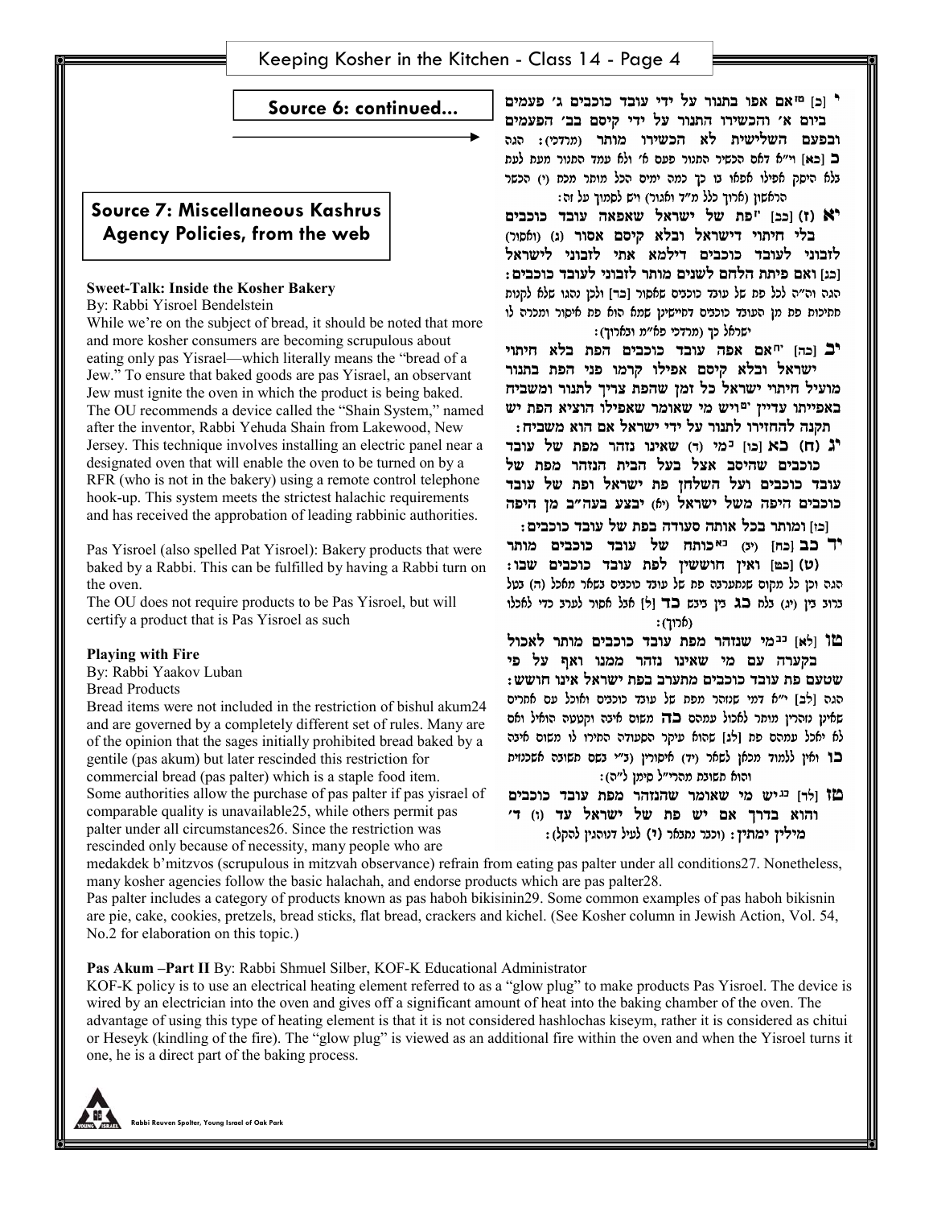## Source 6: continued...

י [כ] מאם אפו בתנור על ידי עובד כוכבים ג׳ פעמים ביום א׳ והכשירו התנור על ידי קיסם בב׳ הפעמים ובפעם השלישית לא הכשירו מותר (מרדכי): הגה כ [כא] וי״א דאם הכשיר התנור פעם א׳ ולא עמד התנור מעת לעת בלא היסק אפילו אפאו בו כך כמה ימים הכל מותר מכח (ו) הכשר הראשון (ארוך כלל מ״ד ואגור) ויש לסמוך על זה:

יא (ז) [כב] יפת של ישראל שאפאה עובד כוכבים בלי חיתוי דישראל ובלא קיסם אסור (ג) (ואסור) לזבוני לעובד כוכבים דילמא אתי לזבוני לישראל [כג] ואם פיתת הלחם לשנים מותר לזבוני לעובד כוכבים: הגה וה״ה לכל פת של עובד כוכבים שאסור [כד] ולכן נהגו שלא לקנות חתיכות פת מן העובד כוכבים דחיישינן שמא הוא פת איסור ומכרה לו ישראל כך (מרדכי פא״מ וכארוך):

יב [כה] יאם אפה עובד כוכבים הפת בלא חיתוי ישראל ובלא קיסם אפילו קרמו פני הפת בתנור מועיל חיתוי ישראל כל זמן שהפת צריך לתנור ומשביח באפייתו עדיין יויש מי שאומר שאפילו הוציא הפת יש תקנה להחזירו לתנור על ידי ישראל אם הוא משביח:

יג (ח) כא [כו] במי (ד) שאינו נזהר מפת של עובד כוכבים שהיסב אצל בעל הבית הנזהר מפת של עובד כוכבים ועל השלחן פת ישראל ופת של עובד כוכבים היפה משל ישראל (יא) יבצע בעה״ב מן היפה [כז] ומותר בכל אותה סעודה בפת של עובד כוכבים:

יד כב [כח] (יב) כאכותח של עובד כוכבים מותר (ט) [כט] ואין חוששין לפת עובד כוכבים שבו: הגה וכן כל מקום שנתערבה פת של עובד כוכבים בשאר מאכל (ה) בטל ברוב בין (יג) בלח כג בין ביבש כד [ל] אבל אסור לערב כדי לאכלו (ארוך):

טו [לא] כבמי שנזהר מפת עובד כוכבים מותר לאכול בקערה עם מי שאינו נזהר ממנו ואף על פי שטעם פת עובד כוכבים מתערב בפת ישראל אינו חושש: הגה [לב] י״א דמי שנזהר מפת של עובד כוכבים ואוכל עם אחרים שאינן נזהרין מותר לאכול עמהם כה משום איבה וקטטה הואיל ואם לא יאכל עמהם פת [לג] שהוא עיקר הסעודה התירו לו משום איבה כו ואין ללמוד מכאן לשאר (יד) איסורין (ב״י בשם תשובה אשכנזית והוא תשובת מהרי״ל סימן ל״ה):

טז [לד] כגיש מי שאומר שהנזהר מפת עובד כוכבים והוא בדרך אם יש פת של ישראל עד (ו) ד׳ מילין ימתין: (וכבר נתבאר (ז) לעיל דנוהגין להקל):

## Source 7: Miscellaneous Kashrus Agency Policies, from the web

**Sweet-Talk: Inside the Kosher Bakery**
By: Rabbi Yisroel Bendelstein

While we're on the subject of bread, it should be noted that more and more kosher consumers are becoming scrupulous about eating only pas Yisrael—which literally means the "bread of a Jew." To ensure that baked goods are pas Yisrael, an observant Jew must ignite the oven in which the product is being baked. The OU recommends a device called the "Shain System," named after the inventor, Rabbi Yehuda Shain from Lakewood, New Jersey. This technique involves installing an electric panel near a designated oven that will enable the oven to be turned on by a RFR (who is not in the bakery) using a remote control telephone hook-up. This system meets the strictest halachic requirements and has received the approbation of leading rabbinic authorities.

Pas Yisroel (also spelled Pat Yisroel): Bakery products that were baked by a Rabbi. This can be fulfilled by having a Rabbi turn on the oven.

The OU does not require products to be Pas Yisroel, but will certify a product that is Pas Yisroel as such

**Playing with Fire**
By: Rabbi Yaakov Luban
Bread Products

Bread items were not included in the restriction of bishul akum24 and are governed by a completely different set of rules. Many are of the opinion that the sages initially prohibited bread baked by a gentile (pas akum) but later rescinded this restriction for commercial bread (pas palter) which is a staple food item. Some authorities allow the purchase of pas palter if pas yisrael of comparable quality is unavailable25, while others permit pas palter under all circumstances26. Since the restriction was rescinded only because of necessity, many people who are medakdek b'mitzvos (scrupulous in mitzvah observance) refrain from eating pas palter under all conditions27. Nonetheless, many kosher agencies follow the basic halachah, and endorse products which are pas palter28.

Pas palter includes a category of products known as pas haboh bikisinin29. Some common examples of pas haboh bikisnin are pie, cake, cookies, pretzels, bread sticks, flat bread, crackers and kichel. (See Kosher column in Jewish Action, Vol. 54, No.2 for elaboration on this topic.)

**Pas Akum –Part II** By: Rabbi Shmuel Silber, KOF-K Educational Administrator

KOF-K policy is to use an electrical heating element referred to as a "glow plug" to make products Pas Yisroel. The device is wired by an electrician into the oven and gives off a significant amount of heat into the baking chamber of the oven. The advantage of using this type of heating element is that it is not considered hashlochas kiseym, rather it is considered as chitui or Heseyk (kindling of the fire). The "glow plug" is viewed as an additional fire within the oven and when the Yisroel turns it one, he is a direct part of the baking process.

Rabbi Reuven Spolter, Young Israel of Oak Park